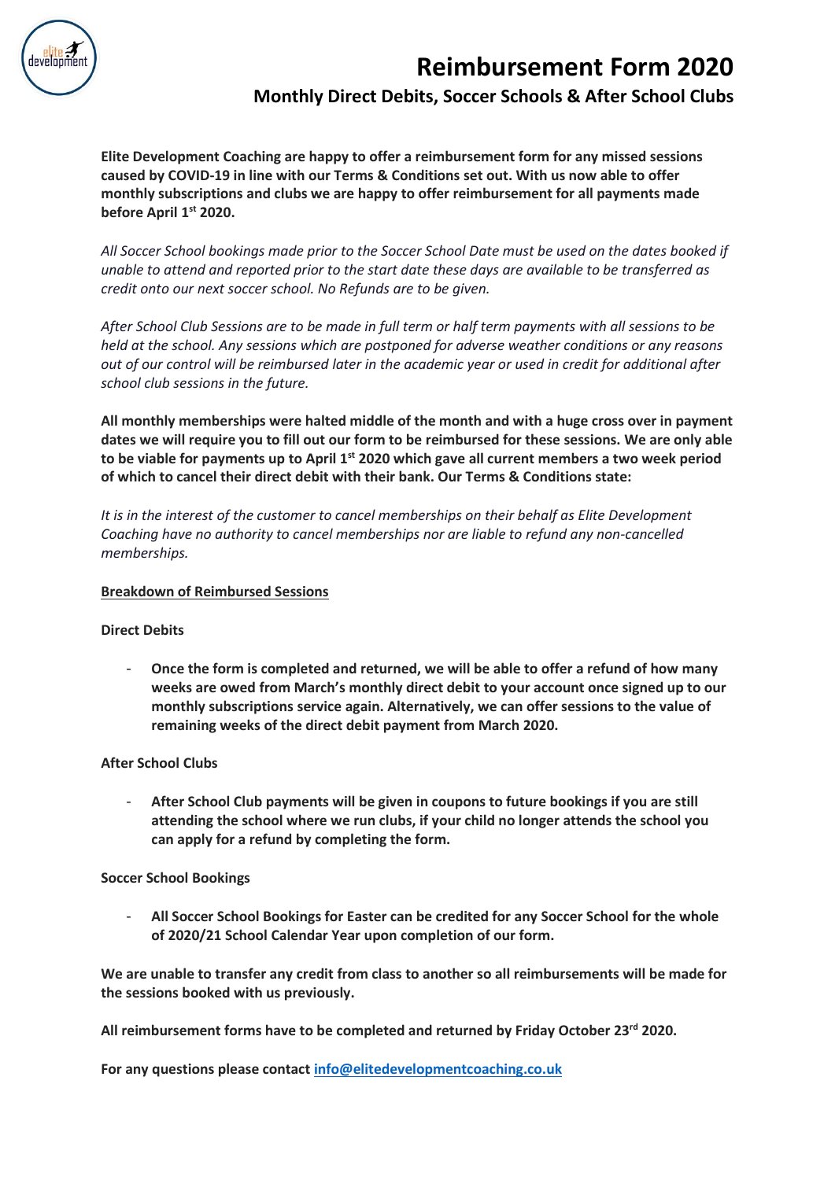# Reimbursement Form 2020

## Monthly Direct Debits, Soccer Schools & After School Clubs

**Elite Development Coaching are happy to offer a reimbursement form for any missed sessions caused by COVID-19 in line with our Terms & Conditions set out. With us now able to offer monthly subscriptions and clubs we are happy to offer reimbursement for all payments made before April 1st 2020.**

*All Soccer School bookings made prior to the Soccer School Date must be used on the dates booked if unable to attend and reported prior to the start date these days are available to be transferred as credit onto our next soccer school. No Refunds are to be given.*

*After School Club Sessions are to be made in full term or half term payments with all sessions to be held at the school. Any sessions which are postponed for adverse weather conditions or any reasons out of our control will be reimbursed later in the academic year or used in credit for additional after school club sessions in the future.*

**All monthly memberships were halted middle of the month and with a huge cross over in payment dates we will require you to fill out our form to be reimbursed for these sessions. We are only able to be viable for payments up to April 1st 2020 which gave all current members a two week period of which to cancel their direct debit with their bank. Our Terms & Conditions state:**

*It is in the interest of the customer to cancel memberships on their behalf as Elite Development Coaching have no authority to cancel memberships nor are liable to refund any non-cancelled memberships.*

**Breakdown of Reimbursed Sessions**

**Direct Debits**

- **Once the form is completed and returned, we will be able to offer a refund of how many weeks are owed from March's monthly direct debit to your account once signed up to our monthly subscriptions service again. Alternatively, we can offer sessions to the value of remaining weeks of the direct debit payment from March 2020.**

**After School Clubs**

- **After School Club payments will be given in coupons to future bookings if you are still attending the school where we run clubs, if your child no longer attends the school you can apply for a refund by completing the form.**

**Soccer School Bookings**

- **All Soccer School Bookings for Easter can be credited for any Soccer School for the whole of 2020/21 School Calendar Year upon completion of our form.**

**We are unable to transfer any credit from class to another so all reimbursements will be made for the sessions booked with us previously.**

**All reimbursement forms have to be completed and returned by Friday October 23rd 2020.**

**For any questions please contact [info@elitedevelopmentcoaching.co.uk](mailto:info@elitedevelopmentcoaching.co.uk)**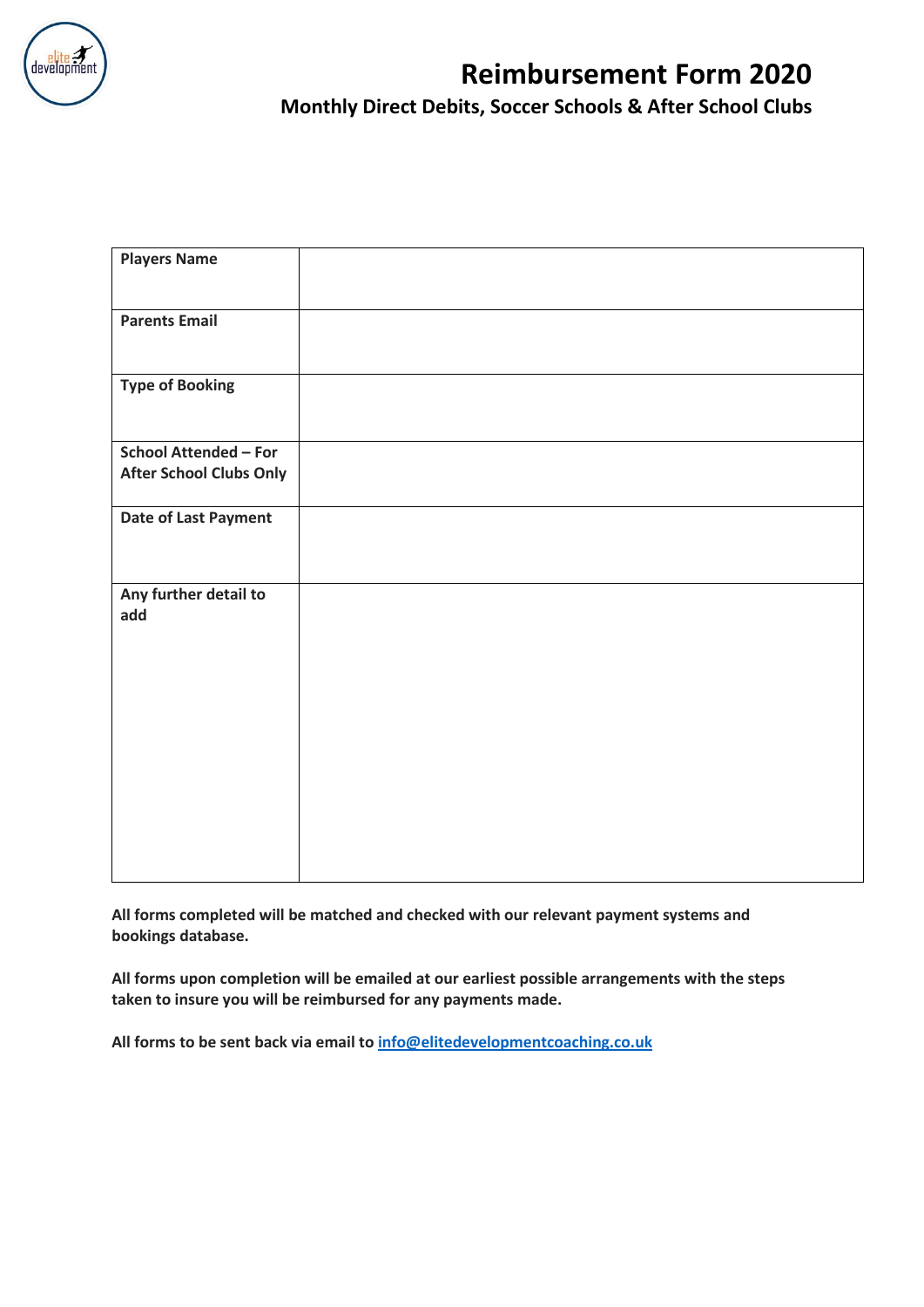# Reimbursement Form 2020

## Monthly Direct Debits, Soccer Schools & After School Clubs

| | |
|---|---|
| **Players Name** | |
| **Parents Email** | |
| **Type of Booking** | |
| **School Attended – For After School Clubs Only** | |
| **Date of Last Payment** | |
| **Any further detail to add** | |

**All forms completed will be matched and checked with our relevant payment systems and bookings database.**

**All forms upon completion will be emailed at our earliest possible arrangements with the steps taken to insure you will be reimbursed for any payments made.**

**All forms to be sent back via email to [info@elitedevelopmentcoaching.co.uk](mailto:info@elitedevelopmentcoaching.co.uk)**